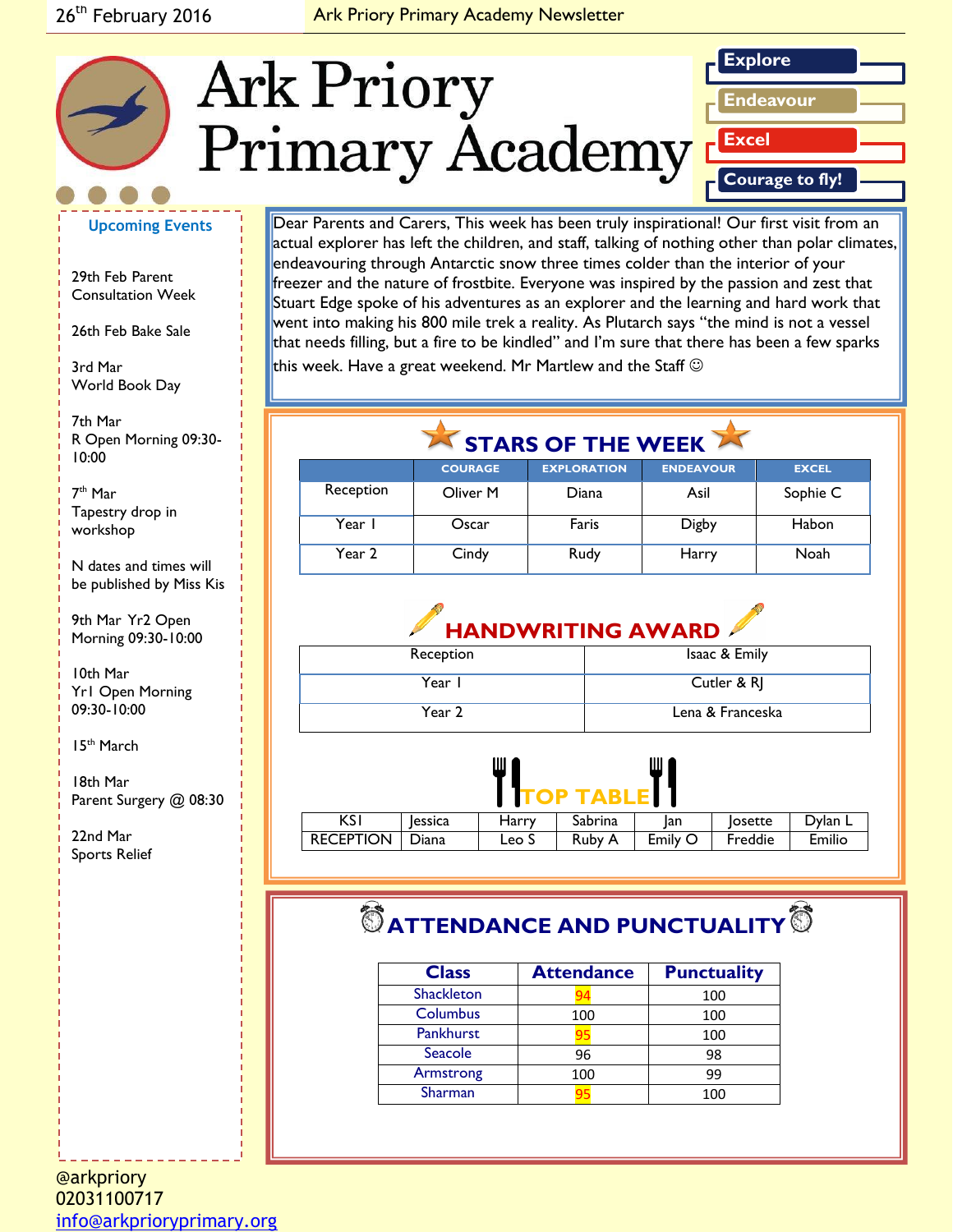26th February 2016 — Ark Priory Primary Academy Newsletter

# Ark Priory Primary Academy

**Explore**
**Endeavour**
**Excel**
**Courage to fly!**

## Upcoming Events

29th Feb Parent Consultation Week

26th Feb Bake Sale

3rd Mar
World Book Day

7th Mar
R Open Morning 09:30-10:00

7th Mar
Tapestry drop in workshop

N dates and times will be published by Miss Kis

9th Mar Yr2 Open Morning 09:30-10:00

10th Mar
Yr1 Open Morning 09:30-10:00

15th March

18th Mar
Parent Surgery @ 08:30

22nd Mar
Sports Relief

Dear Parents and Carers, This week has been truly inspirational! Our first visit from an actual explorer has left the children, and staff, talking of nothing other than polar climates, endeavouring through Antarctic snow three times colder than the interior of your freezer and the nature of frostbite. Everyone was inspired by the passion and zest that Stuart Edge spoke of his adventures as an explorer and the learning and hard work that went into making his 800 mile trek a reality. As Plutarch says "the mind is not a vessel that needs filling, but a fire to be kindled" and I'm sure that there has been a few sparks this week. Have a great weekend. Mr Martlew and the Staff ☺

## STARS OF THE WEEK

| | COURAGE | EXPLORATION | ENDEAVOUR | EXCEL |
|---|---|---|---|---|
| Reception | Oliver M | Diana | Asil | Sophie C |
| Year 1 | Oscar | Faris | Digby | Habon |
| Year 2 | Cindy | Rudy | Harry | Noah |

## HANDWRITING AWARD

| | |
|---|---|
| Reception | Isaac & Emily |
| Year 1 | Cutler & RJ |
| Year 2 | Lena & Franceska |

## TOP TABLE

| | | | | | | |
|---|---|---|---|---|---|---|
| KS1 | Jessica | Harry | Sabrina | Jan | Josette | Dylan L |
| RECEPTION | Diana | Leo S | Ruby A | Emily O | Freddie | Emilio |

## ATTENDANCE AND PUNCTUALITY

| Class | Attendance | Punctuality |
|---|---|---|
| Shackleton | 94 | 100 |
| Columbus | 100 | 100 |
| Pankhurst | 95 | 100 |
| Seacole | 96 | 98 |
| Armstrong | 100 | 99 |
| Sharman | 95 | 100 |

@arkpriory
02031100717
info@arkprioryprimary.org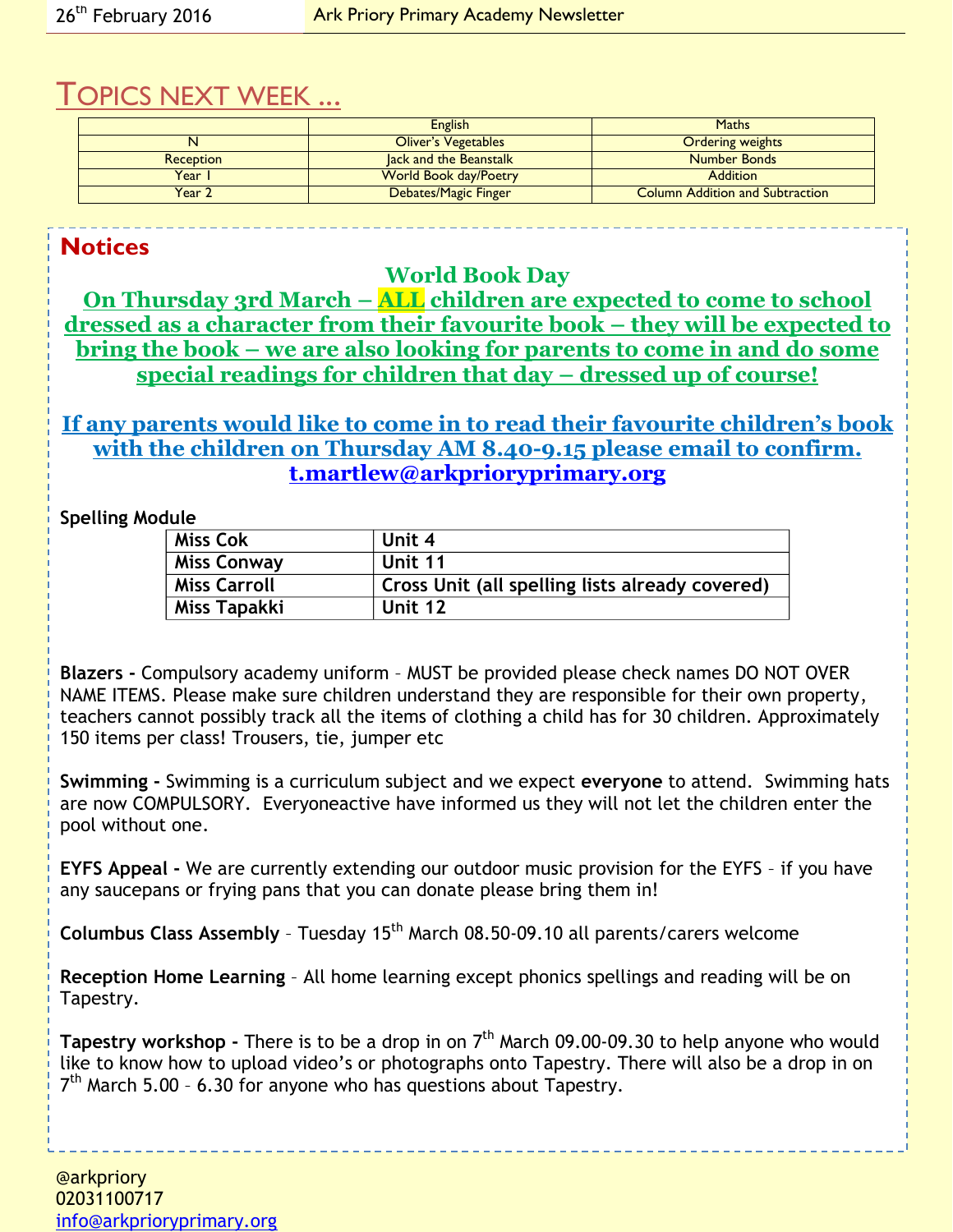## TOPICS NEXT WEEK ...

| | English | Maths |
|---|---|---|
| N | Oliver's Vegetables | Ordering weights |
| Reception | Jack and the Beanstalk | Number Bonds |
| Year 1 | World Book day/Poetry | Addition |
| Year 2 | Debates/Magic Finger | Column Addition and Subtraction |

## Notices

**World Book Day**

**On Thursday 3rd March – ALL children are expected to come to school dressed as a character from their favourite book – they will be expected to bring the book – we are also looking for parents to come in and do some special readings for children that day – dressed up of course!**

**If any parents would like to come in to read their favourite children's book with the children on Thursday AM 8.40-9.15 please email to confirm. t.martlew@arkprioryprimary.org**

**Spelling Module**

| | |
|---|---|
| Miss Cok | Unit 4 |
| Miss Conway | Unit 11 |
| Miss Carroll | Cross Unit (all spelling lists already covered) |
| Miss Tapakki | Unit 12 |

**Blazers -** Compulsory academy uniform – MUST be provided please check names DO NOT OVER NAME ITEMS. Please make sure children understand they are responsible for their own property, teachers cannot possibly track all the items of clothing a child has for 30 children. Approximately 150 items per class! Trousers, tie, jumper etc

**Swimming -** Swimming is a curriculum subject and we expect **everyone** to attend. Swimming hats are now COMPULSORY. Everyoneactive have informed us they will not let the children enter the pool without one.

**EYFS Appeal -** We are currently extending our outdoor music provision for the EYFS – if you have any saucepans or frying pans that you can donate please bring them in!

**Columbus Class Assembly** – Tuesday 15th March 08.50-09.10 all parents/carers welcome

**Reception Home Learning** – All home learning except phonics spellings and reading will be on Tapestry.

**Tapestry workshop -** There is to be a drop in on 7th March 09.00-09.30 to help anyone who would like to know how to upload video's or photographs onto Tapestry. There will also be a drop in on 7th March 5.00 – 6.30 for anyone who has questions about Tapestry.

@arkpriory
02031100717
info@arkprioryprimary.org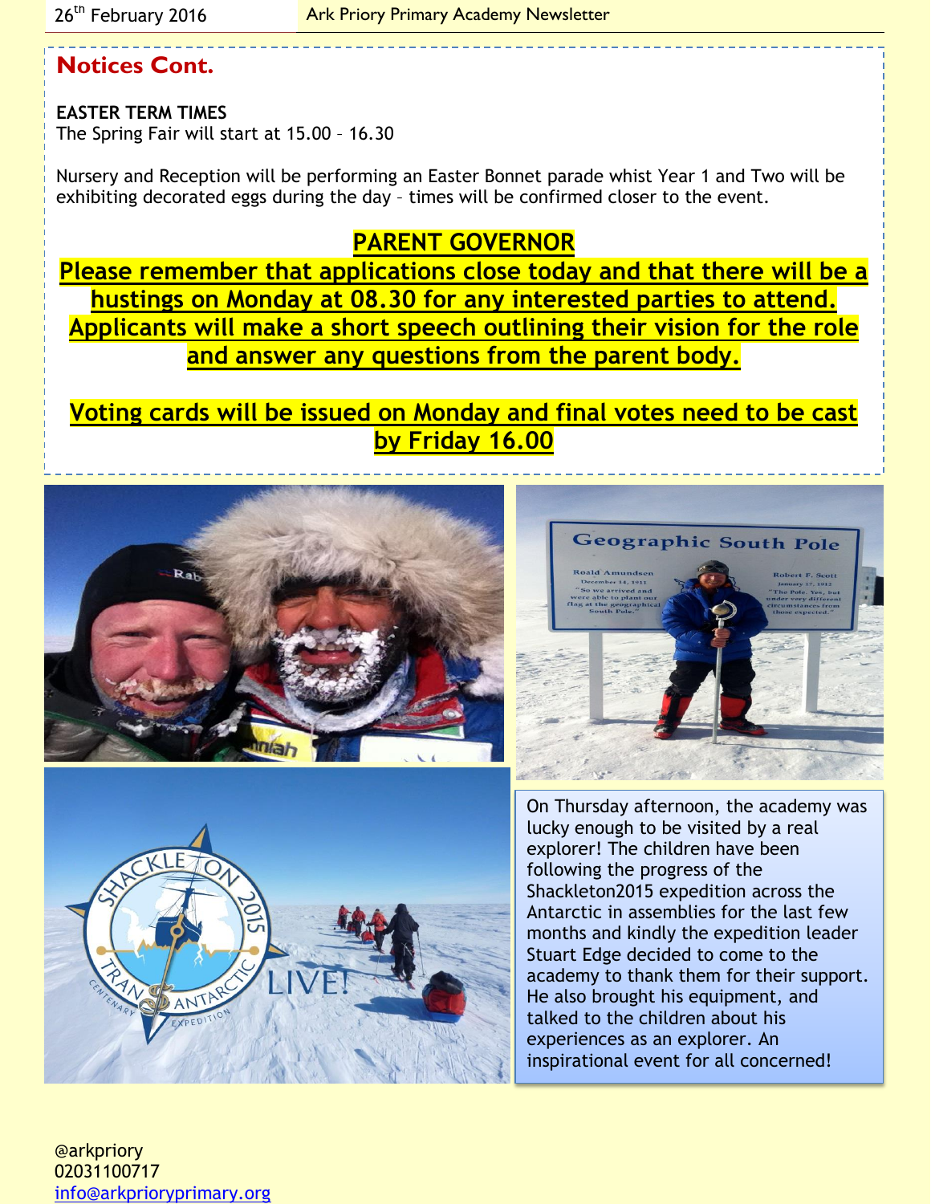## Notices Cont.

**EASTER TERM TIMES**
The Spring Fair will start at 15.00 – 16.30

Nursery and Reception will be performing an Easter Bonnet parade whist Year 1 and Two will be exhibiting decorated eggs during the day – times will be confirmed closer to the event.

### PARENT GOVERNOR

**Please remember that applications close today and that there will be a hustings on Monday at 08.30 for any interested parties to attend. Applicants will make a short speech outlining their vision for the role and answer any questions from the parent body.**

**Voting cards will be issued on Monday and final votes need to be cast by Friday 16.00**

On Thursday afternoon, the academy was lucky enough to be visited by a real explorer! The children have been following the progress of the Shackleton2015 expedition across the Antarctic in assemblies for the last few months and kindly the expedition leader Stuart Edge decided to come to the academy to thank them for their support. He also brought his equipment, and talked to the children about his experiences as an explorer. An inspirational event for all concerned!

@arkpriory
02031100717
info@arkprioryprimary.org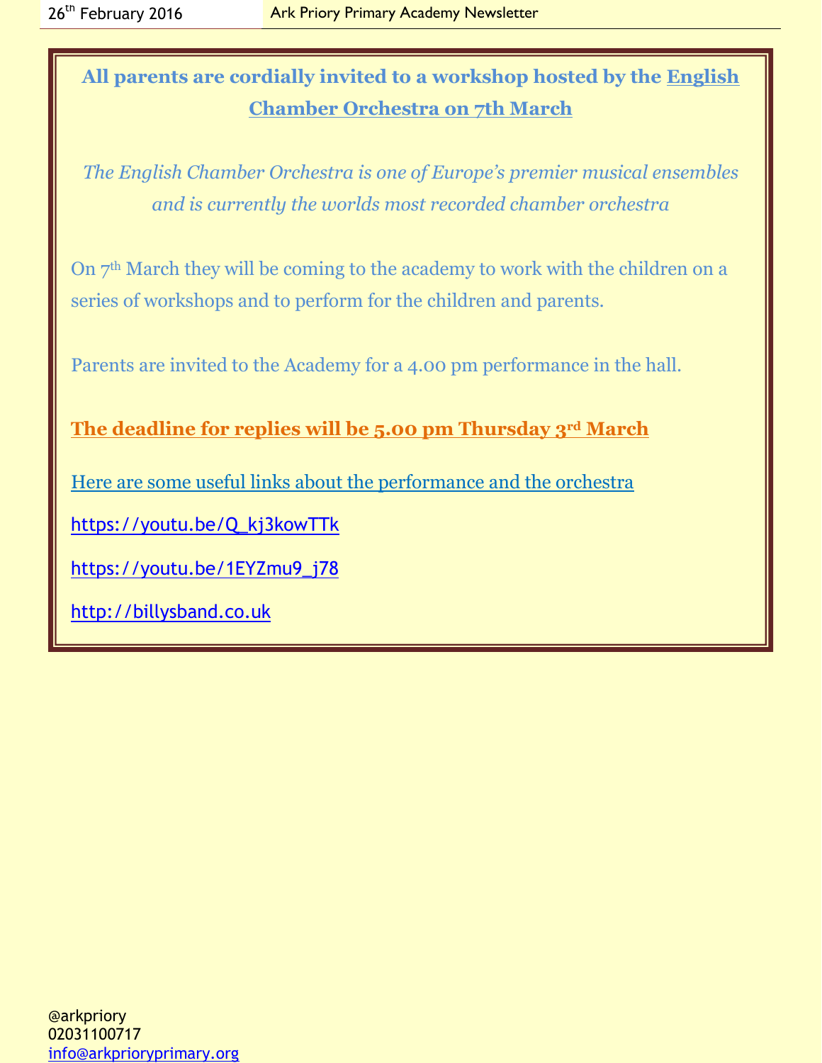## All parents are cordially invited to a workshop hosted by the English Chamber Orchestra on 7th March

*The English Chamber Orchestra is one of Europe's premier musical ensembles and is currently the worlds most recorded chamber orchestra*

On 7th March they will be coming to the academy to work with the children on a series of workshops and to perform for the children and parents.

Parents are invited to the Academy for a 4.00 pm performance in the hall.

**The deadline for replies will be 5.00 pm Thursday 3rd March**

Here are some useful links about the performance and the orchestra

https://youtu.be/Q_kj3kowTTk

https://youtu.be/1EYZmu9_j78

http://billysband.co.uk